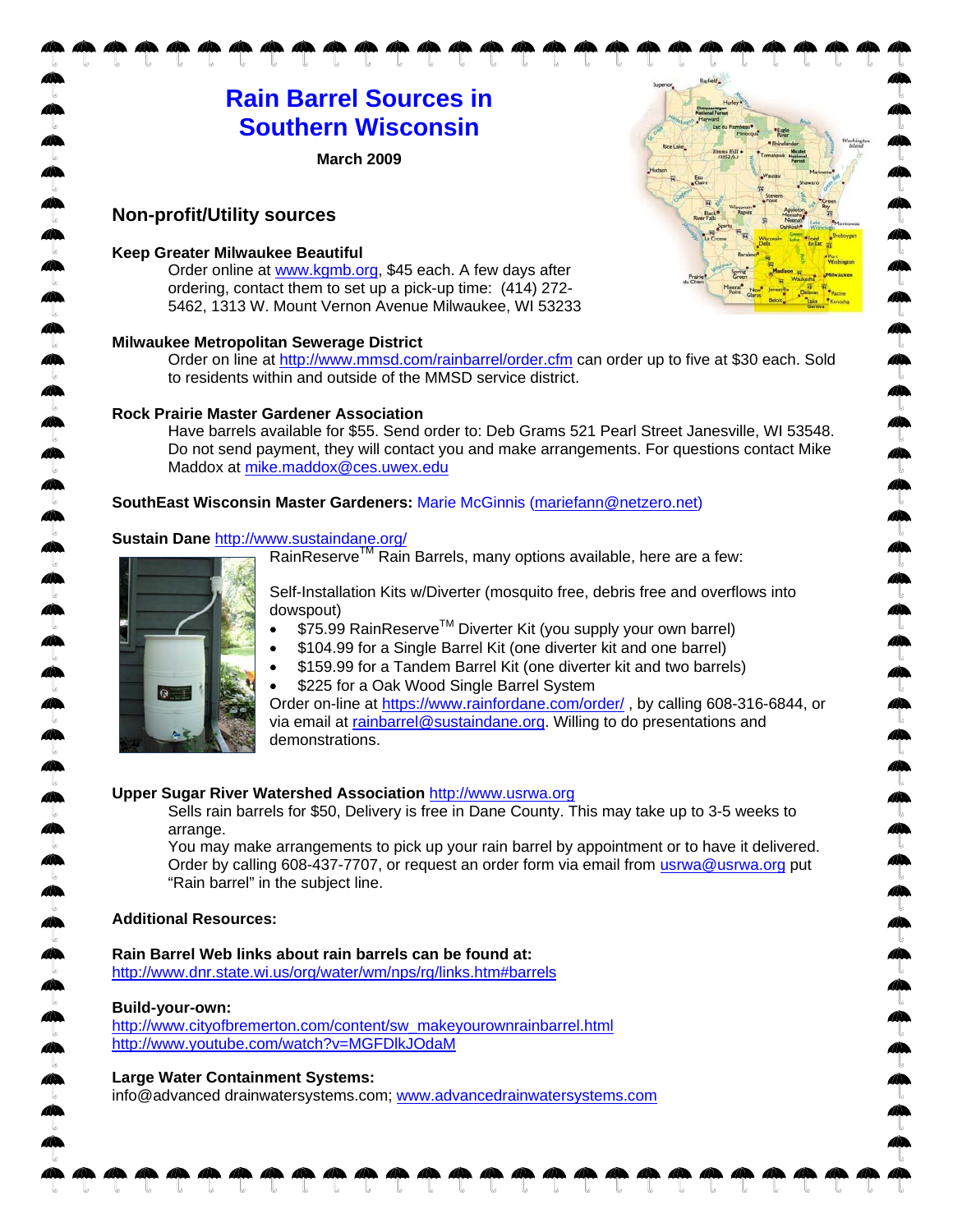# Rain Barrel Sources in Southern Wisconsin

**March 2009**

## Non-profit/Utility sources

**Keep Greater Milwaukee Beautiful**

Order online at www.kgmb.org, $45 each. A few days after ordering, contact them to set up a pick-up time: (414) 272-5462, 1313 W. Mount Vernon Avenue Milwaukee, WI 53233

**Milwaukee Metropolitan Sewerage District**

Order on line at http://www.mmsd.com/rainbarrel/order.cfm can order up to five at $30 each. Sold to residents within and outside of the MMSD service district.

**Rock Prairie Master Gardener Association**

Have barrels available for $55. Send order to: Deb Grams 521 Pearl Street Janesville, WI 53548. Do not send payment, they will contact you and make arrangements. For questions contact Mike Maddox at mike.maddox@ces.uwex.edu

**SouthEast Wisconsin Master Gardeners:** Marie McGinnis (mariefann@netzero.net)

**Sustain Dane** http://www.sustaindane.org/

RainReserve™ Rain Barrels, many options available, here are a few:

Self-Installation Kits w/Diverter (mosquito free, debris free and overflows into dowspout)

- $75.99 RainReserve™ Diverter Kit (you supply your own barrel)
- $104.99 for a Single Barrel Kit (one diverter kit and one barrel)
- $159.99 for a Tandem Barrel Kit (one diverter kit and two barrels)
- $225 for a Oak Wood Single Barrel System

Order on-line at https://www.rainfordane.com/order/ , by calling 608-316-6844, or via email at rainbarrel@sustaindane.org. Willing to do presentations and demonstrations.

**Upper Sugar River Watershed Association** http://www.usrwa.org

Sells rain barrels for $50, Delivery is free in Dane County. This may take up to 3-5 weeks to arrange.

You may make arrangements to pick up your rain barrel by appointment or to have it delivered. Order by calling 608-437-7707, or request an order form via email from usrwa@usrwa.org put "Rain barrel" in the subject line.

**Additional Resources:**

**Rain Barrel Web links about rain barrels can be found at:**
http://www.dnr.state.wi.us/org/water/wm/nps/rg/links.htm#barrels

**Build-your-own:**
http://www.cityofbremerton.com/content/sw_makeyourownrainbarrel.html
http://www.youtube.com/watch?v=MGFDlkJOdaM

**Large Water Containment Systems:**
info@advanced drainwatersystems.com; www.advancedrainwatersystems.com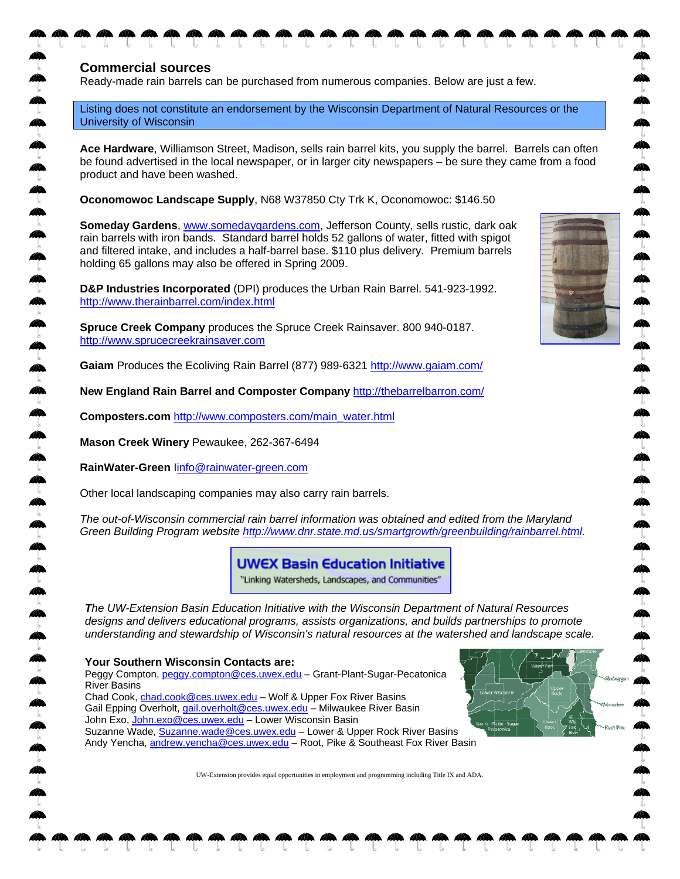## Commercial sources

Ready-made rain barrels can be purchased from numerous companies. Below are just a few.

Listing does not constitute an endorsement by the Wisconsin Department of Natural Resources or the University of Wisconsin

**Ace Hardware**, Williamson Street, Madison, sells rain barrel kits, you supply the barrel. Barrels can often be found advertised in the local newspaper, or in larger city newspapers – be sure they came from a food product and have been washed.

**Oconomowoc Landscape Supply**, N68 W37850 Cty Trk K, Oconomowoc: $146.50

**Someday Gardens**, www.somedaygardens.com, Jefferson County, sells rustic, dark oak rain barrels with iron bands. Standard barrel holds 52 gallons of water, fitted with spigot and filtered intake, and includes a half-barrel base. $110 plus delivery. Premium barrels holding 65 gallons may also be offered in Spring 2009.

**D&P Industries Incorporated** (DPI) produces the Urban Rain Barrel. 541-923-1992. http://www.therainbarrel.com/index.html

**Spruce Creek Company** produces the Spruce Creek Rainsaver. 800 940-0187. http://www.sprucecreekrainsaver.com

**Gaiam** Produces the Ecoliving Rain Barrel (877) 989-6321 http://www.gaiam.com/

**New England Rain Barrel and Composter Company** http://thebarrelbarron.com/

**Composters.com** http://www.composters.com/main_water.html

**Mason Creek Winery** Pewaukee, 262-367-6494

**RainWater-Green** Iinfo@rainwater-green.com

Other local landscaping companies may also carry rain barrels.

*The out-of-Wisconsin commercial rain barrel information was obtained and edited from the Maryland Green Building Program website http://www.dnr.state.md.us/smartgrowth/greenbuilding/rainbarrel.html.*

**UWEX Basin Education Initiative**

"Linking Watersheds, Landscapes, and Communities"

***T****he UW-Extension Basin Education Initiative with the Wisconsin Department of Natural Resources designs and delivers educational programs, assists organizations, and builds partnerships to promote understanding and stewardship of Wisconsin's natural resources at the watershed and landscape scale.*

**Your Southern Wisconsin Contacts are:**

Peggy Compton, peggy.compton@ces.uwex.edu – Grant-Plant-Sugar-Pecatonica River Basins
Chad Cook, chad.cook@ces.uwex.edu – Wolf & Upper Fox River Basins
Gail Epping Overholt, gail.overholt@ces.uwex.edu – Milwaukee River Basin
John Exo, John.exo@ces.uwex.edu – Lower Wisconsin Basin
Suzanne Wade, Suzanne.wade@ces.uwex.edu – Lower & Upper Rock River Basins
Andy Yencha, andrew.yencha@ces.uwex.edu – Root, Pike & Southeast Fox River Basin

UW-Extension provides equal opportunities in employment and programming including Title IX and ADA.